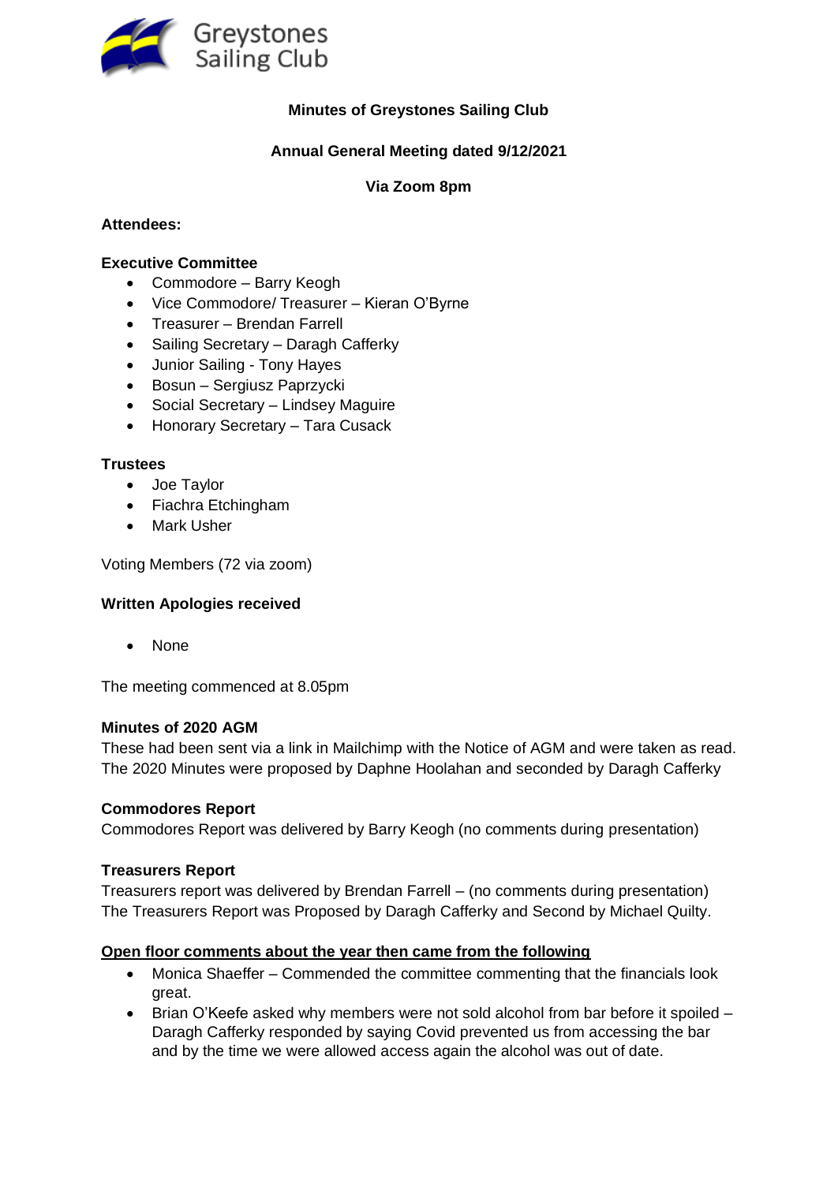Greystones Sailing Club

**Minutes of Greystones Sailing Club**

**Annual General Meeting dated 9/12/2021**

**Via Zoom 8pm**

**Attendees:**

**Executive Committee**

- Commodore – Barry Keogh
- Vice Commodore/ Treasurer – Kieran O'Byrne
- Treasurer – Brendan Farrell
- Sailing Secretary – Daragh Cafferky
- Junior Sailing - Tony Hayes
- Bosun – Sergiusz Paprzycki
- Social Secretary – Lindsey Maguire
- Honorary Secretary – Tara Cusack

**Trustees**

- Joe Taylor
- Fiachra Etchingham
- Mark Usher

Voting Members (72 via zoom)

**Written Apologies received**

- None

The meeting commenced at 8.05pm

**Minutes of 2020 AGM**
These had been sent via a link in Mailchimp with the Notice of AGM and were taken as read. The 2020 Minutes were proposed by Daphne Hoolahan and seconded by Daragh Cafferky

**Commodores Report**
Commodores Report was delivered by Barry Keogh (no comments during presentation)

**Treasurers Report**
Treasurers report was delivered by Brendan Farrell – (no comments during presentation)
The Treasurers Report was Proposed by Daragh Cafferky and Second by Michael Quilty.

**Open floor comments about the year then came from the following**

- Monica Shaeffer – Commended the committee commenting that the financials look great.
- Brian O'Keefe asked why members were not sold alcohol from bar before it spoiled – Daragh Cafferky responded by saying Covid prevented us from accessing the bar and by the time we were allowed access again the alcohol was out of date.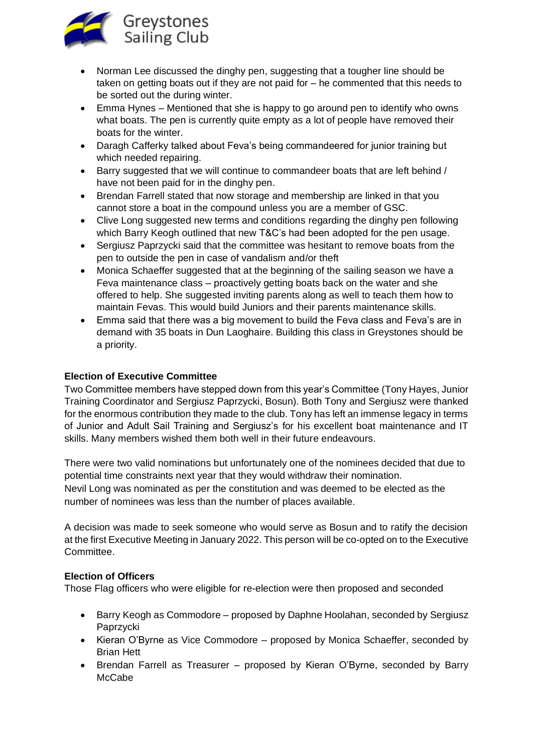- Norman Lee discussed the dinghy pen, suggesting that a tougher line should be taken on getting boats out if they are not paid for – he commented that this needs to be sorted out the during winter.
- Emma Hynes – Mentioned that she is happy to go around pen to identify who owns what boats. The pen is currently quite empty as a lot of people have removed their boats for the winter.
- Daragh Cafferky talked about Feva's being commandeered for junior training but which needed repairing.
- Barry suggested that we will continue to commandeer boats that are left behind / have not been paid for in the dinghy pen.
- Brendan Farrell stated that now storage and membership are linked in that you cannot store a boat in the compound unless you are a member of GSC.
- Clive Long suggested new terms and conditions regarding the dinghy pen following which Barry Keogh outlined that new T&C's had been adopted for the pen usage.
- Sergiusz Paprzycki said that the committee was hesitant to remove boats from the pen to outside the pen in case of vandalism and/or theft
- Monica Schaeffer suggested that at the beginning of the sailing season we have a Feva maintenance class – proactively getting boats back on the water and she offered to help. She suggested inviting parents along as well to teach them how to maintain Fevas. This would build Juniors and their parents maintenance skills.
- Emma said that there was a big movement to build the Feva class and Feva's are in demand with 35 boats in Dun Laoghaire. Building this class in Greystones should be a priority.

**Election of Executive Committee**

Two Committee members have stepped down from this year's Committee (Tony Hayes, Junior Training Coordinator and Sergiusz Paprzycki, Bosun). Both Tony and Sergiusz were thanked for the enormous contribution they made to the club. Tony has left an immense legacy in terms of Junior and Adult Sail Training and Sergiusz's for his excellent boat maintenance and IT skills. Many members wished them both well in their future endeavours.

There were two valid nominations but unfortunately one of the nominees decided that due to potential time constraints next year that they would withdraw their nomination.
Nevil Long was nominated as per the constitution and was deemed to be elected as the number of nominees was less than the number of places available.

A decision was made to seek someone who would serve as Bosun and to ratify the decision at the first Executive Meeting in January 2022. This person will be co-opted on to the Executive Committee.

**Election of Officers**

Those Flag officers who were eligible for re-election were then proposed and seconded

- Barry Keogh as Commodore – proposed by Daphne Hoolahan, seconded by Sergiusz Paprzycki
- Kieran O'Byrne as Vice Commodore – proposed by Monica Schaeffer, seconded by Brian Hett
- Brendan Farrell as Treasurer – proposed by Kieran O'Byrne, seconded by Barry McCabe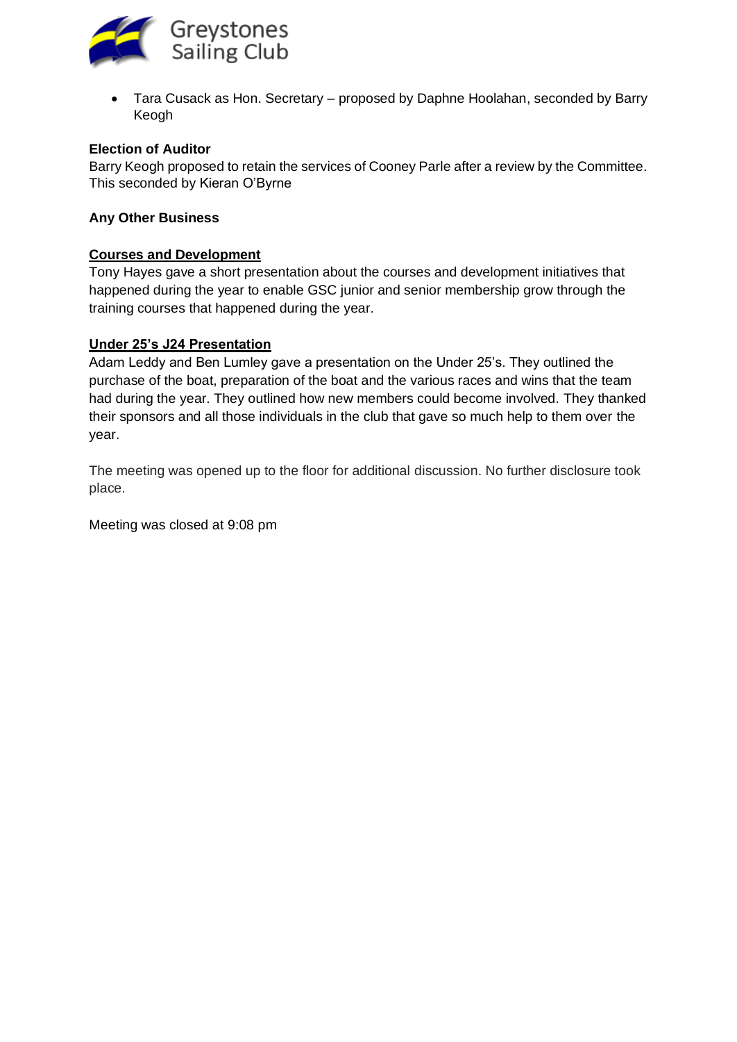- Tara Cusack as Hon. Secretary – proposed by Daphne Hoolahan, seconded by Barry Keogh

**Election of Auditor**

Barry Keogh proposed to retain the services of Cooney Parle after a review by the Committee. This seconded by Kieran O'Byrne

**Any Other Business**

**Courses and Development**

Tony Hayes gave a short presentation about the courses and development initiatives that happened during the year to enable GSC junior and senior membership grow through the training courses that happened during the year.

**Under 25's J24 Presentation**

Adam Leddy and Ben Lumley gave a presentation on the Under 25's. They outlined the purchase of the boat, preparation of the boat and the various races and wins that the team had during the year. They outlined how new members could become involved. They thanked their sponsors and all those individuals in the club that gave so much help to them over the year.

The meeting was opened up to the floor for additional discussion. No further disclosure took place.

Meeting was closed at 9:08 pm